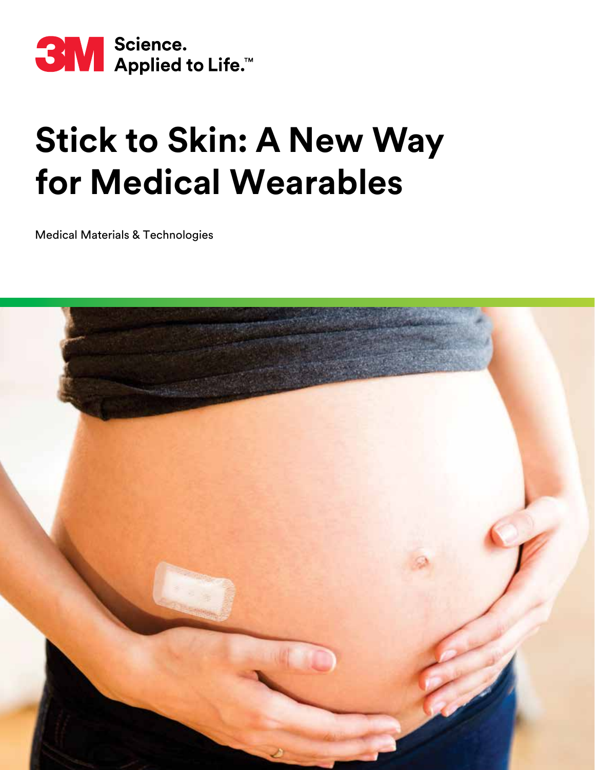3M Science. Applied to Life.™

# Stick to Skin: A New Way for Medical Wearables

Medical Materials & Technologies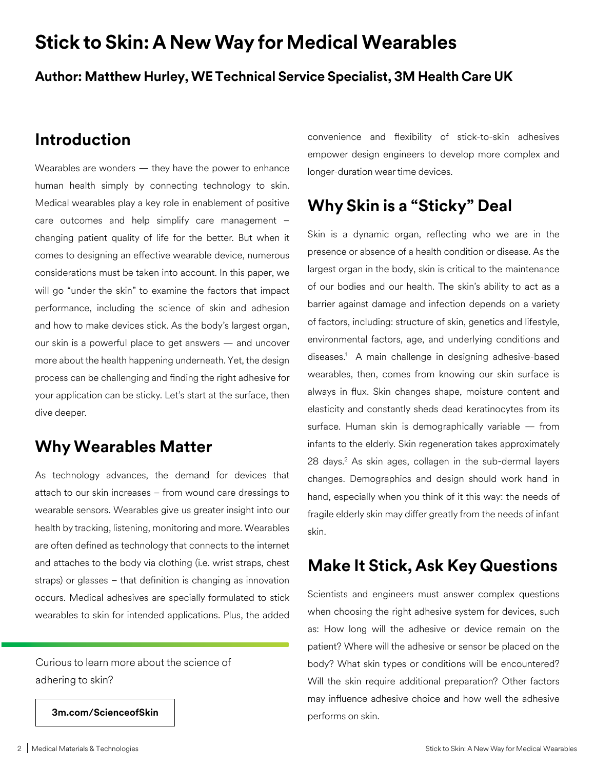# Stick to Skin: A New Way for Medical Wearables

**Author: Matthew Hurley, WE Technical Service Specialist, 3M Health Care UK**

## Introduction

Wearables are wonders — they have the power to enhance human health simply by connecting technology to skin. Medical wearables play a key role in enablement of positive care outcomes and help simplify care management – changing patient quality of life for the better. But when it comes to designing an effective wearable device, numerous considerations must be taken into account. In this paper, we will go "under the skin" to examine the factors that impact performance, including the science of skin and adhesion and how to make devices stick. As the body's largest organ, our skin is a powerful place to get answers — and uncover more about the health happening underneath. Yet, the design process can be challenging and finding the right adhesive for your application can be sticky. Let's start at the surface, then dive deeper.

## Why Wearables Matter

As technology advances, the demand for devices that attach to our skin increases – from wound care dressings to wearable sensors. Wearables give us greater insight into our health by tracking, listening, monitoring and more. Wearables are often defined as technology that connects to the internet and attaches to the body via clothing (i.e. wrist straps, chest straps) or glasses – that definition is changing as innovation occurs. Medical adhesives are specially formulated to stick wearables to skin for intended applications. Plus, the added convenience and flexibility of stick-to-skin adhesives empower design engineers to develop more complex and longer-duration wear time devices.

Curious to learn more about the science of adhering to skin?

**3m.com/ScienceofSkin**

## Why Skin is a "Sticky" Deal

Skin is a dynamic organ, reflecting who we are in the presence or absence of a health condition or disease. As the largest organ in the body, skin is critical to the maintenance of our bodies and our health. The skin's ability to act as a barrier against damage and infection depends on a variety of factors, including: structure of skin, genetics and lifestyle, environmental factors, age, and underlying conditions and diseases.[1] A main challenge in designing adhesive-based wearables, then, comes from knowing our skin surface is always in flux. Skin changes shape, moisture content and elasticity and constantly sheds dead keratinocytes from its surface. Human skin is demographically variable — from infants to the elderly. Skin regeneration takes approximately 28 days.[2] As skin ages, collagen in the sub-dermal layers changes. Demographics and design should work hand in hand, especially when you think of it this way: the needs of fragile elderly skin may differ greatly from the needs of infant skin.

## Make It Stick, Ask Key Questions

Scientists and engineers must answer complex questions when choosing the right adhesive system for devices, such as: How long will the adhesive or device remain on the patient? Where will the adhesive or sensor be placed on the body? What skin types or conditions will be encountered? Will the skin require additional preparation? Other factors may influence adhesive choice and how well the adhesive performs on skin.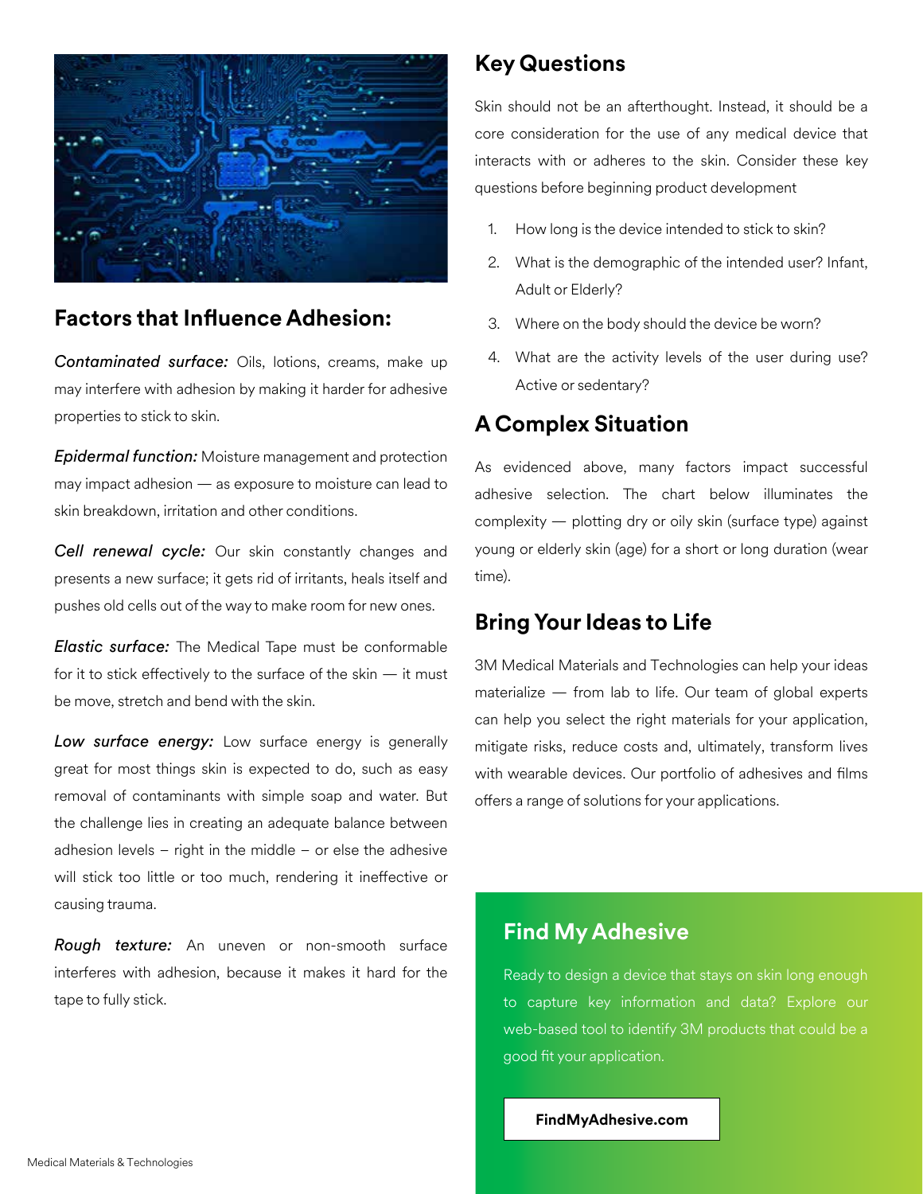## Factors that Influence Adhesion:

*Contaminated surface:* Oils, lotions, creams, make up may interfere with adhesion by making it harder for adhesive properties to stick to skin.

*Epidermal function:* Moisture management and protection may impact adhesion — as exposure to moisture can lead to skin breakdown, irritation and other conditions.

*Cell renewal cycle:* Our skin constantly changes and presents a new surface; it gets rid of irritants, heals itself and pushes old cells out of the way to make room for new ones.

*Elastic surface:* The Medical Tape must be conformable for it to stick effectively to the surface of the skin — it must be move, stretch and bend with the skin.

*Low surface energy:* Low surface energy is generally great for most things skin is expected to do, such as easy removal of contaminants with simple soap and water. But the challenge lies in creating an adequate balance between adhesion levels – right in the middle – or else the adhesive will stick too little or too much, rendering it ineffective or causing trauma.

*Rough texture:* An uneven or non-smooth surface interferes with adhesion, because it makes it hard for the tape to fully stick.

## Key Questions

Skin should not be an afterthought. Instead, it should be a core consideration for the use of any medical device that interacts with or adheres to the skin. Consider these key questions before beginning product development

1. How long is the device intended to stick to skin?
2. What is the demographic of the intended user? Infant, Adult or Elderly?
3. Where on the body should the device be worn?
4. What are the activity levels of the user during use? Active or sedentary?

## A Complex Situation

As evidenced above, many factors impact successful adhesive selection. The chart below illuminates the complexity — plotting dry or oily skin (surface type) against young or elderly skin (age) for a short or long duration (wear time).

## Bring Your Ideas to Life

3M Medical Materials and Technologies can help your ideas materialize — from lab to life. Our team of global experts can help you select the right materials for your application, mitigate risks, reduce costs and, ultimately, transform lives with wearable devices. Our portfolio of adhesives and films offers a range of solutions for your applications.

## Find My Adhesive

Ready to design a device that stays on skin long enough to capture key information and data? Explore our web-based tool to identify 3M products that could be a good fit your application.

**FindMyAdhesive.com**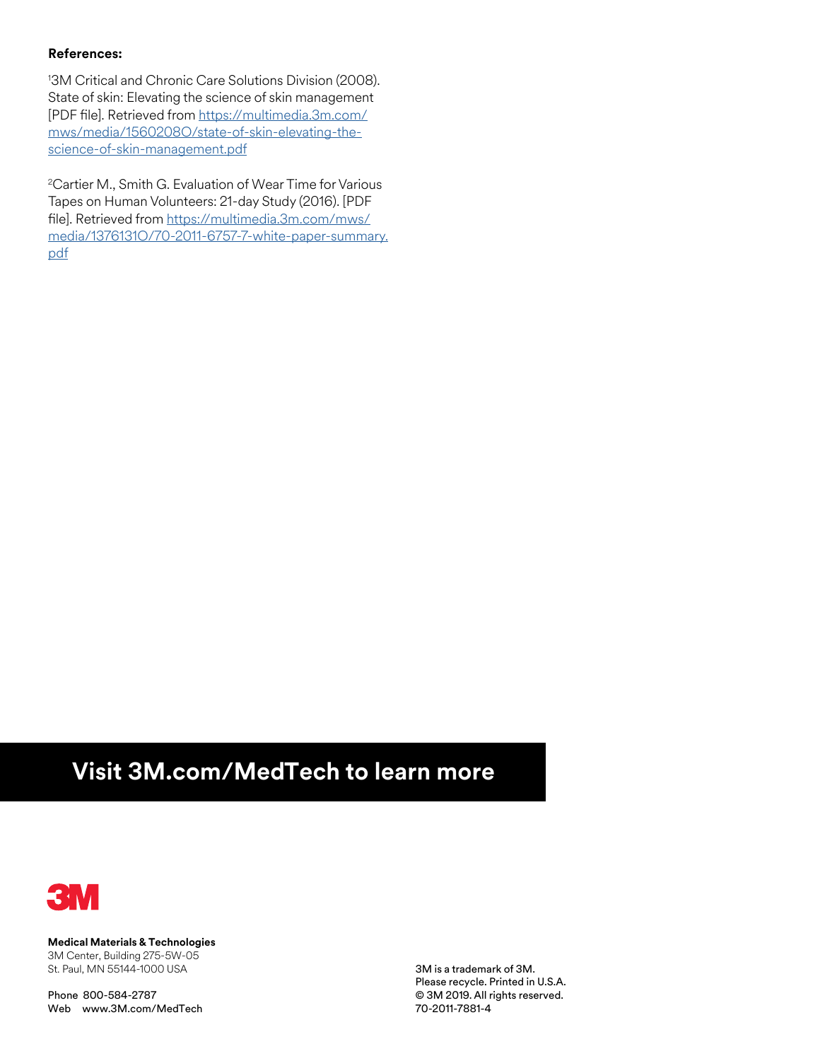**References:**

[1]3M Critical and Chronic Care Solutions Division (2008). State of skin: Elevating the science of skin management [PDF file]. Retrieved from https://multimedia.3m.com/mws/media/1560208O/state-of-skin-elevating-the-science-of-skin-management.pdf

[2]Cartier M., Smith G. Evaluation of Wear Time for Various Tapes on Human Volunteers: 21-day Study (2016). [PDF file]. Retrieved from https://multimedia.3m.com/mws/media/1376131O/70-2011-6757-7-white-paper-summary.pdf

**Visit 3M.com/MedTech to learn more**

3M

**Medical Materials & Technologies**
3M Center, Building 275-5W-05
St. Paul, MN 55144-1000 USA

Phone 800-584-2787
Web www.3M.com/MedTech

3M is a trademark of 3M.
Please recycle. Printed in U.S.A.
© 3M 2019. All rights reserved.
70-2011-7881-4